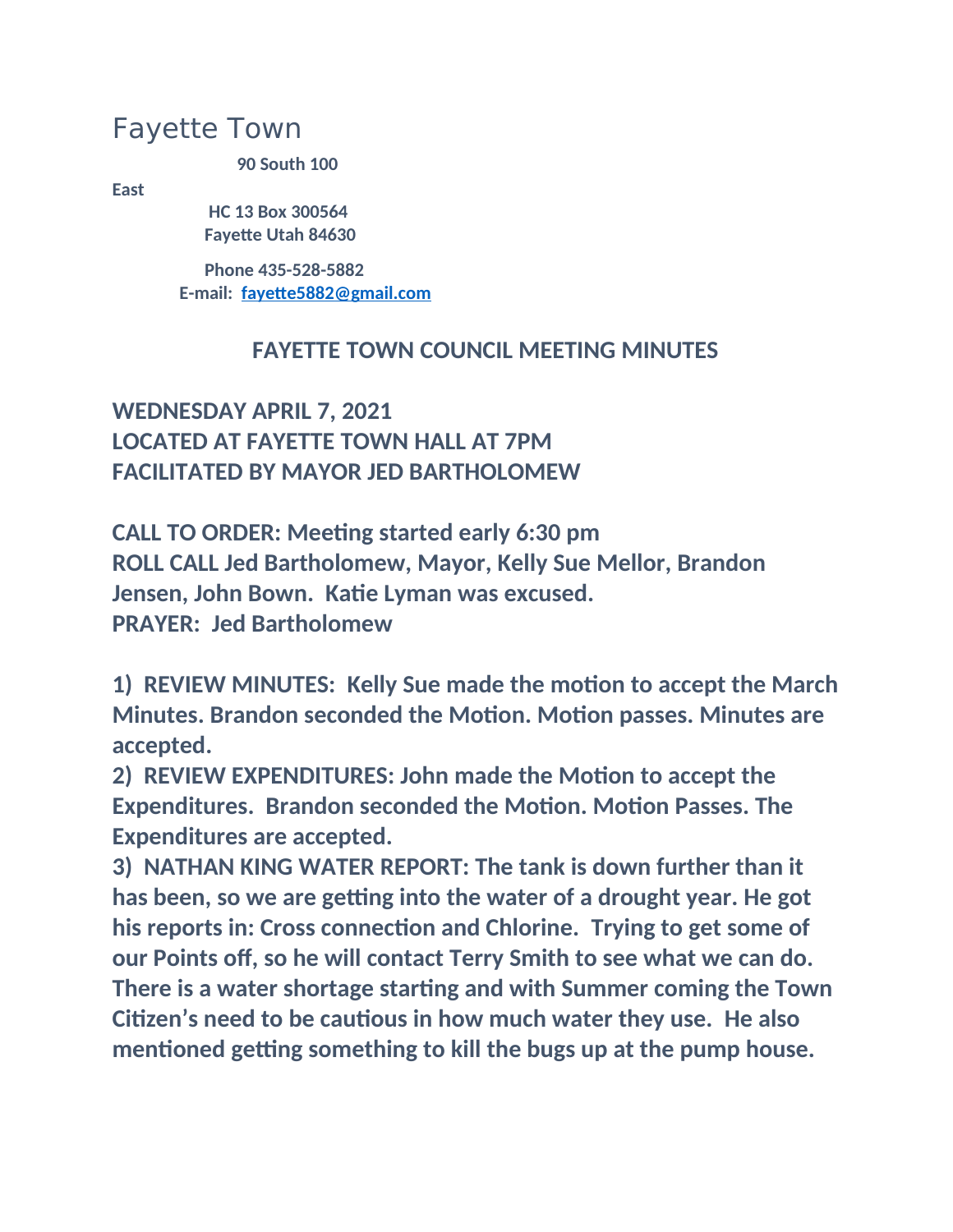# Fayette Town

**90 South 100 East**
**HC 13 Box 300564**
**Fayette Utah 84630**

**Phone 435-528-5882**
**E-mail: fayette5882@gmail.com**

## FAYETTE TOWN COUNCIL MEETING MINUTES

**WEDNESDAY APRIL 7, 2021**
**LOCATED AT FAYETTE TOWN HALL AT 7PM**
**FACILITATED BY MAYOR JED BARTHOLOMEW**

**CALL TO ORDER: Meeting started early 6:30 pm**
**ROLL CALL Jed Bartholomew, Mayor, Kelly Sue Mellor, Brandon Jensen, John Bown. Katie Lyman was excused.**
**PRAYER: Jed Bartholomew**

**1) REVIEW MINUTES: Kelly Sue made the motion to accept the March Minutes. Brandon seconded the Motion. Motion passes. Minutes are accepted.**

**2) REVIEW EXPENDITURES: John made the Motion to accept the Expenditures. Brandon seconded the Motion. Motion Passes. The Expenditures are accepted.**

**3) NATHAN KING WATER REPORT: The tank is down further than it has been, so we are getting into the water of a drought year. He got his reports in: Cross connection and Chlorine. Trying to get some of our Points off, so he will contact Terry Smith to see what we can do. There is a water shortage starting and with Summer coming the Town Citizen's need to be cautious in how much water they use. He also mentioned getting something to kill the bugs up at the pump house.**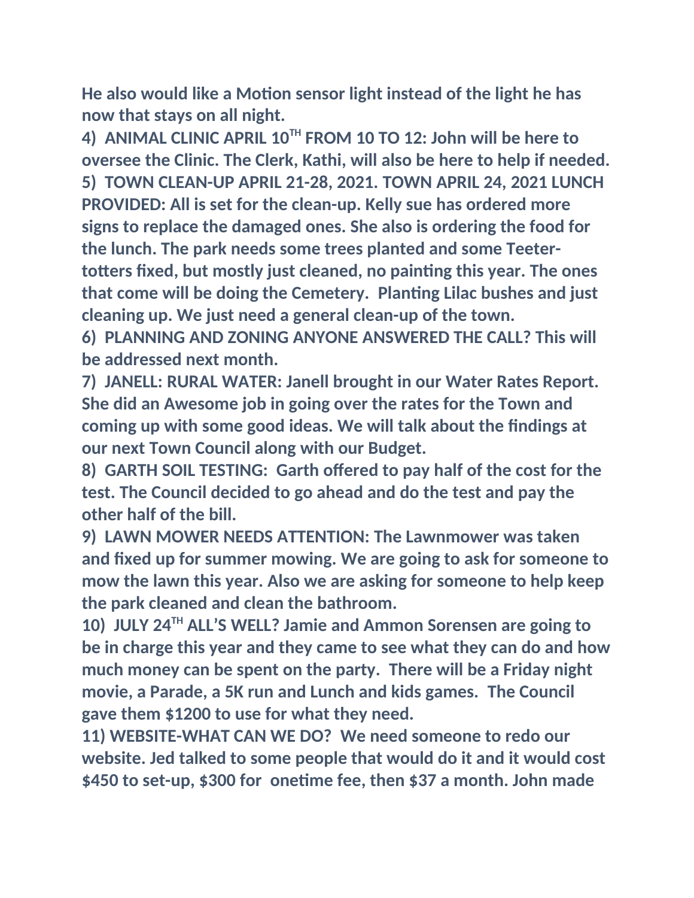**He also would like a Motion sensor light instead of the light he has now that stays on all night.**

**4) ANIMAL CLINIC APRIL 10TH FROM 10 TO 12: John will be here to oversee the Clinic. The Clerk, Kathi, will also be here to help if needed.**

**5) TOWN CLEAN-UP APRIL 21-28, 2021. TOWN APRIL 24, 2021 LUNCH PROVIDED: All is set for the clean-up. Kelly sue has ordered more signs to replace the damaged ones. She also is ordering the food for the lunch. The park needs some trees planted and some Teeter-totters fixed, but mostly just cleaned, no painting this year. The ones that come will be doing the Cemetery. Planting Lilac bushes and just cleaning up. We just need a general clean-up of the town.**

**6) PLANNING AND ZONING ANYONE ANSWERED THE CALL? This will be addressed next month.**

**7) JANELL: RURAL WATER: Janell brought in our Water Rates Report. She did an Awesome job in going over the rates for the Town and coming up with some good ideas. We will talk about the findings at our next Town Council along with our Budget.**

**8) GARTH SOIL TESTING: Garth offered to pay half of the cost for the test. The Council decided to go ahead and do the test and pay the other half of the bill.**

**9) LAWN MOWER NEEDS ATTENTION: The Lawnmower was taken and fixed up for summer mowing. We are going to ask for someone to mow the lawn this year. Also we are asking for someone to help keep the park cleaned and clean the bathroom.**

**10) JULY 24TH ALL'S WELL? Jamie and Ammon Sorensen are going to be in charge this year and they came to see what they can do and how much money can be spent on the party. There will be a Friday night movie, a Parade, a 5K run and Lunch and kids games. The Council gave them $1200 to use for what they need.**

**11) WEBSITE-WHAT CAN WE DO? We need someone to redo our website. Jed talked to some people that would do it and it would cost $450 to set-up, $300 for onetime fee, then $37 a month. John made**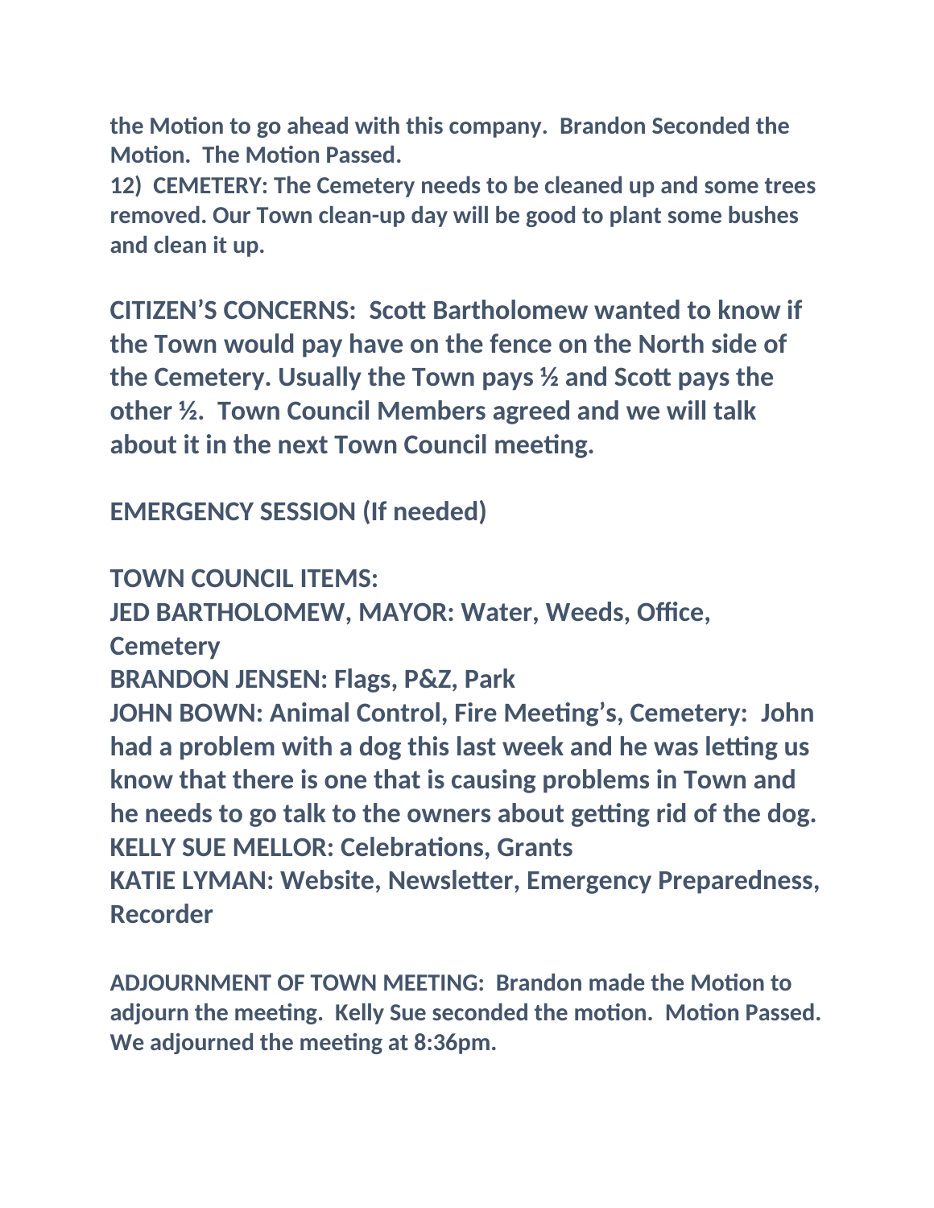**the Motion to go ahead with this company. Brandon Seconded the Motion. The Motion Passed.**

**12) CEMETERY: The Cemetery needs to be cleaned up and some trees removed. Our Town clean-up day will be good to plant some bushes and clean it up.**

**CITIZEN'S CONCERNS: Scott Bartholomew wanted to know if the Town would pay have on the fence on the North side of the Cemetery. Usually the Town pays ½ and Scott pays the other ½. Town Council Members agreed and we will talk about it in the next Town Council meeting.**

**EMERGENCY SESSION (If needed)**

**TOWN COUNCIL ITEMS:**

**JED BARTHOLOMEW, MAYOR: Water, Weeds, Office, Cemetery**

**BRANDON JENSEN: Flags, P&Z, Park**

**JOHN BOWN: Animal Control, Fire Meeting's, Cemetery: John had a problem with a dog this last week and he was letting us know that there is one that is causing problems in Town and he needs to go talk to the owners about getting rid of the dog.**

**KELLY SUE MELLOR: Celebrations, Grants**

**KATIE LYMAN: Website, Newsletter, Emergency Preparedness, Recorder**

**ADJOURNMENT OF TOWN MEETING: Brandon made the Motion to adjourn the meeting. Kelly Sue seconded the motion. Motion Passed. We adjourned the meeting at 8:36pm.**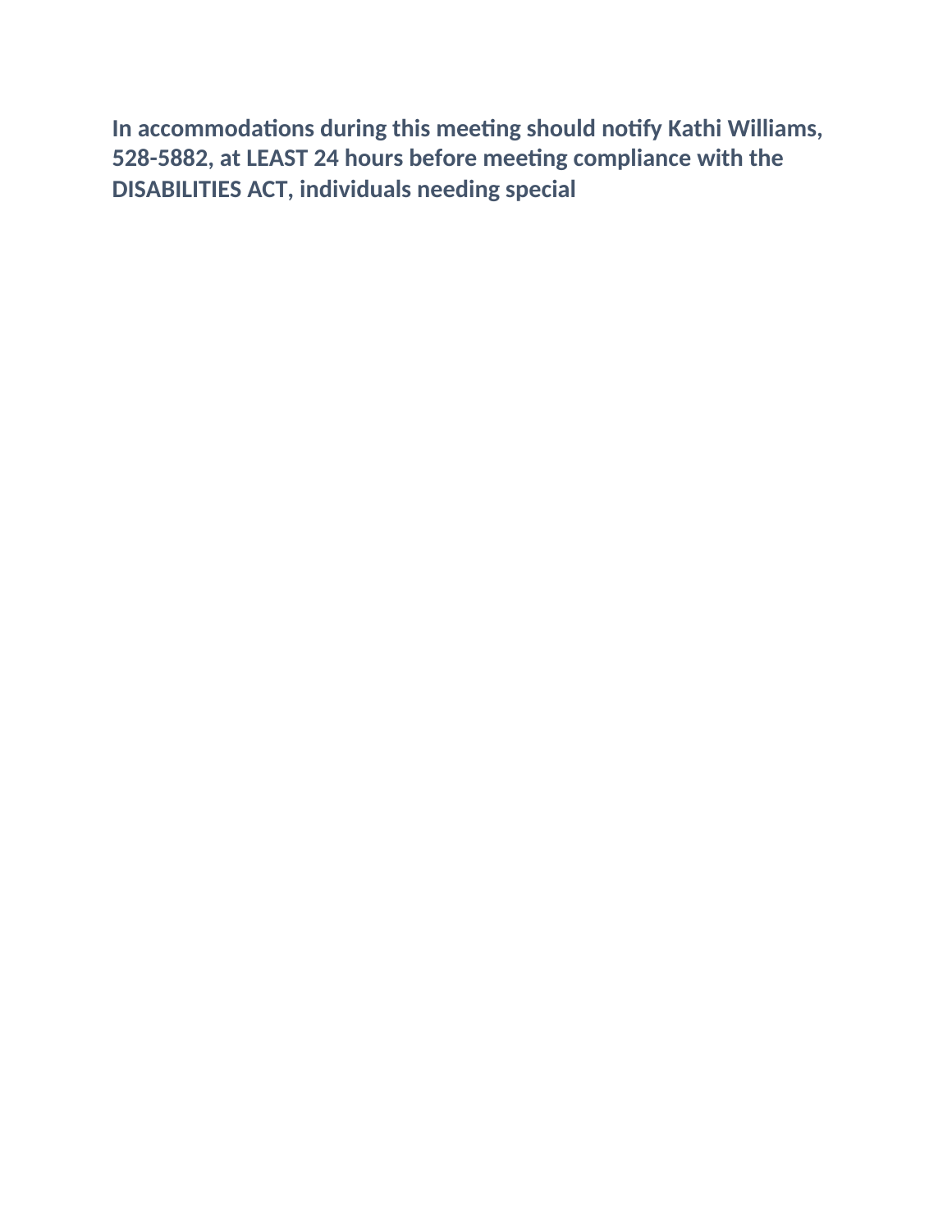**In accommodations during this meeting should notify Kathi Williams, 528-5882, at LEAST 24 hours before meeting compliance with the DISABILITIES ACT, individuals needing special**